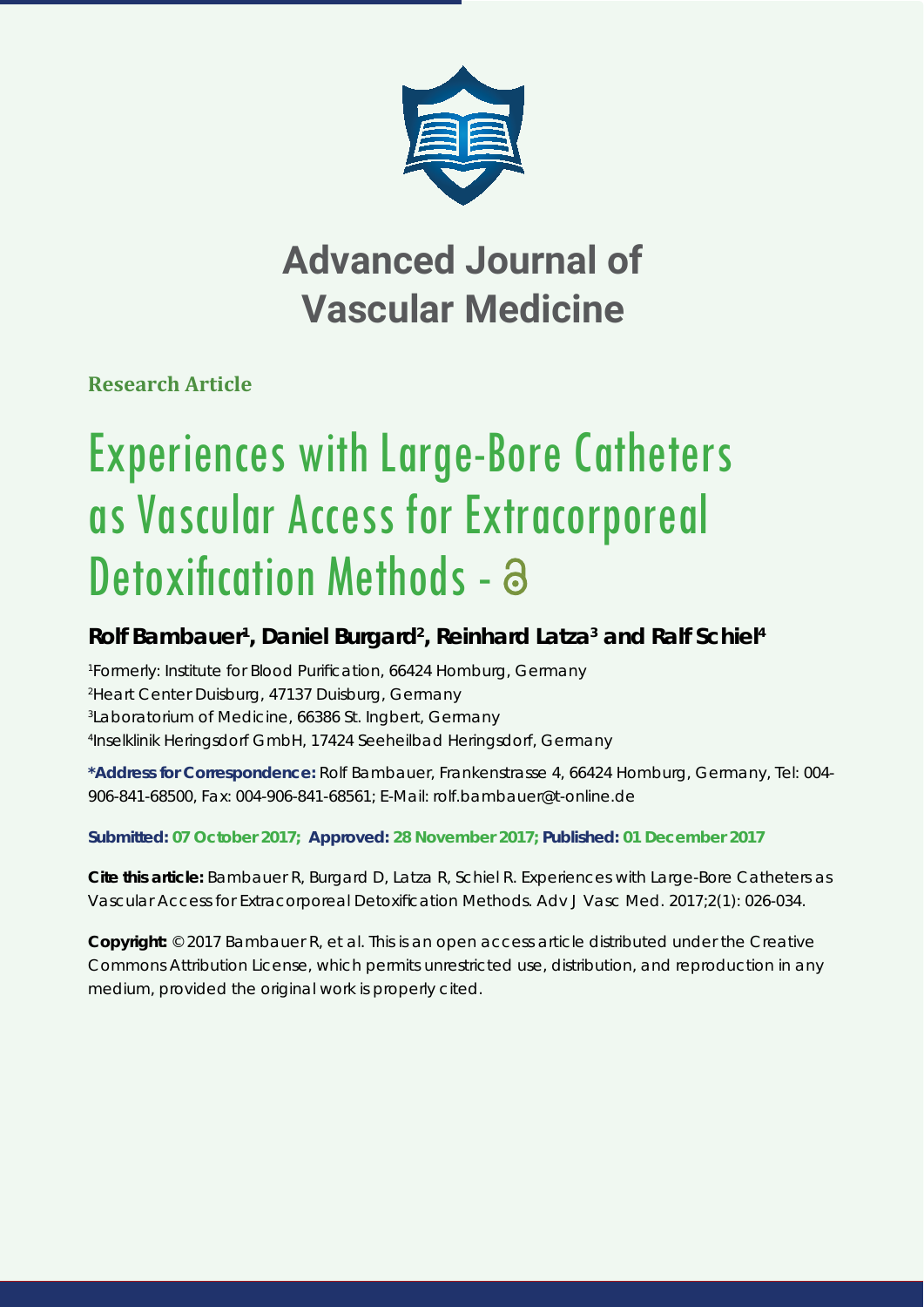# Advanced Journal of Vascular Medicine

**Research Article**

# Experiences with Large-Bore Catheters as Vascular Access for Extracorporeal Detoxification Methods

**Rolf Bambauer[1], Daniel Burgard[2], Reinhard Latza[3] and Ralf Schiel[4]**

[1]Formerly: Institute for Blood Purification, 66424 Homburg, Germany
[2]Heart Center Duisburg, 47137 Duisburg, Germany
[3]Laboratorium of Medicine, 66386 St. Ingbert, Germany
[4]Inselklinik Heringsdorf GmbH, 17424 Seeheilbad Heringsdorf, Germany

**\*Address for Correspondence:** Rolf Bambauer, Frankenstrasse 4, 66424 Homburg, Germany, Tel: 004-906-841-68500, Fax: 004-906-841-68561; E-Mail: rolf.bambauer@t-online.de

**Submitted: 07 October 2017; Approved: 28 November 2017; Published: 01 December 2017**

**Cite this article:** Bambauer R, Burgard D, Latza R, Schiel R. Experiences with Large-Bore Catheters as Vascular Access for Extracorporeal Detoxification Methods. Adv J Vasc Med. 2017;2(1): 026-034.

**Copyright:** © 2017 Bambauer R, et al. This is an open access article distributed under the Creative Commons Attribution License, which permits unrestricted use, distribution, and reproduction in any medium, provided the original work is properly cited.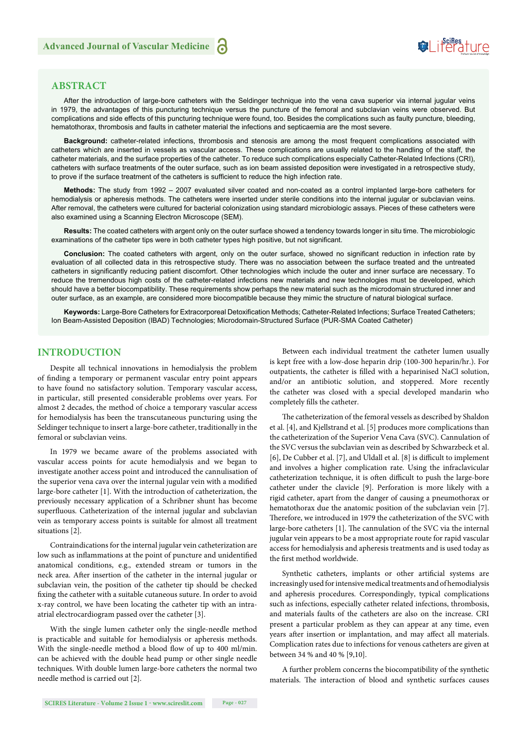## ABSTRACT

After the introduction of large-bore catheters with the Seldinger technique into the vena cava superior via internal jugular veins in 1979, the advantages of this puncturing technique versus the puncture of the femoral and subclavian veins were observed. But complications and side effects of this puncturing technique were found, too. Besides the complications such as faulty puncture, bleeding, hematothorax, thrombosis and faults in catheter material the infections and septicaemia are the most severe.

**Background:** catheter-related infections, thrombosis and stenosis are among the most frequent complications associated with catheters which are inserted in vessels as vascular access. These complications are usually related to the handling of the staff, the catheter materials, and the surface properties of the catheter. To reduce such complications especially Catheter-Related Infections (CRI), catheters with surface treatments of the outer surface, such as ion beam assisted deposition were investigated in a retrospective study, to prove if the surface treatment of the catheters is sufficient to reduce the high infection rate.

**Methods:** The study from 1992 – 2007 evaluated silver coated and non-coated as a control implanted large-bore catheters for hemodialysis or apheresis methods. The catheters were inserted under sterile conditions into the internal jugular or subclavian veins. After removal, the catheters were cultured for bacterial colonization using standard microbiologic assays. Pieces of these catheters were also examined using a Scanning Electron Microscope (SEM).

**Results:** The coated catheters with argent only on the outer surface showed a tendency towards longer in situ time. The microbiologic examinations of the catheter tips were in both catheter types high positive, but not significant.

**Conclusion:** The coated catheters with argent, only on the outer surface, showed no significant reduction in infection rate by evaluation of all collected data in this retrospective study. There was no association between the surface treated and the untreated catheters in significantly reducing patient discomfort. Other technologies which include the outer and inner surface are necessary. To reduce the tremendous high costs of the catheter-related infections new materials and new technologies must be developed, which should have a better biocompatibility. These requirements show perhaps the new material such as the microdomain structured inner and outer surface, as an example, are considered more biocompatible because they mimic the structure of natural biological surface.

**Keywords:** Large-Bore Catheters for Extracorporeal Detoxification Methods; Catheter-Related Infections; Surface Treated Catheters; Ion Beam-Assisted Deposition (IBAD) Technologies; Microdomain-Structured Surface (PUR-SMA Coated Catheter)

## INTRODUCTION

Despite all technical innovations in hemodialysis the problem of finding a temporary or permanent vascular entry point appears to have found no satisfactory solution. Temporary vascular access, in particular, still presented considerable problems over years. For almost 2 decades, the method of choice a temporary vascular access for hemodialysis has been the transcutaneous puncturing using the Seldinger technique to insert a large-bore catheter, traditionally in the femoral or subclavian veins.

In 1979 we became aware of the problems associated with vascular access points for acute hemodialysis and we began to investigate another access point and introduced the cannulisation of the superior vena cava over the internal jugular vein with a modified large-bore catheter [1]. With the introduction of catheterization, the previously necessary application of a Schribner shunt has become superfluous. Catheterization of the internal jugular and subclavian vein as temporary access points is suitable for almost all treatment situations [2].

Contraindications for the internal jugular vein catheterization are low such as inflammations at the point of puncture and unidentified anatomical conditions, e.g., extended stream or tumors in the neck area. After insertion of the catheter in the internal jugular or subclavian vein, the position of the catheter tip should be checked fixing the catheter with a suitable cutaneous suture. In order to avoid x-ray control, we have been locating the catheter tip with an intra-atrial electrocardiogram passed over the catheter [3].

With the single lumen catheter only the single-needle method is practicable and suitable for hemodialysis or apheresis methods. With the single-needle method a blood flow of up to 400 ml/min. can be achieved with the double head pump or other single needle techniques. With double lumen large-bore catheters the normal two needle method is carried out [2].

Between each individual treatment the catheter lumen usually is kept free with a low-dose heparin drip (100-300 heparin/hr.). For outpatients, the catheter is filled with a heparinised NaCl solution, and/or an antibiotic solution, and stoppered. More recently the catheter was closed with a special developed mandarin who completely fills the catheter.

The catheterization of the femoral vessels as described by Shaldon et al. [4], and Kjellstrand et al. [5] produces more complications than the catheterization of the Superior Vena Cava (SVC). Cannulation of the SVC versus the subclavian vein as described by Schwarzbeck et al. [6], De Cubber et al. [7], and Uldall et al. [8] is difficult to implement and involves a higher complication rate. Using the infraclavicular catheterization technique, it is often difficult to push the large-bore catheter under the clavicle [9]. Perforation is more likely with a rigid catheter, apart from the danger of causing a pneumothorax or hematothorax due the anatomic position of the subclavian vein [7]. Therefore, we introduced in 1979 the catheterization of the SVC with large-bore catheters [1]. The cannulation of the SVC via the internal jugular vein appears to be a most appropriate route for rapid vascular access for hemodialysis and apheresis treatments and is used today as the first method worldwide.

Synthetic catheters, implants or other artificial systems are increasingly used for intensive medical treatments and of hemodialysis and apheresis procedures. Correspondingly, typical complications such as infections, especially catheter related infections, thrombosis, and materials faults of the catheters are also on the increase. CRI present a particular problem as they can appear at any time, even years after insertion or implantation, and may affect all materials. Complication rates due to infections for venous catheters are given at between 34 % and 40 % [9,10].

A further problem concerns the biocompatibility of the synthetic materials. The interaction of blood and synthetic surfaces causes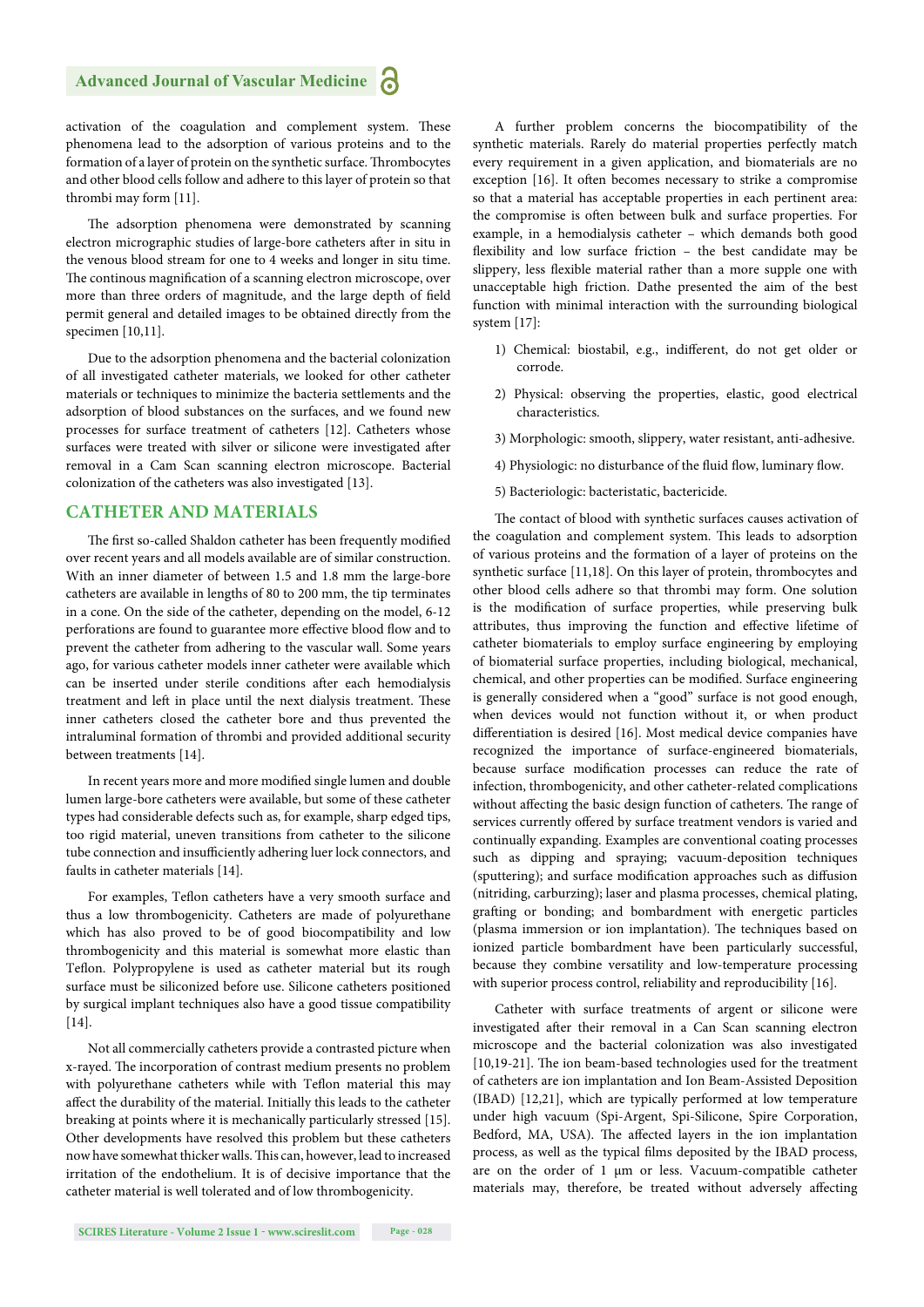activation of the coagulation and complement system. These phenomena lead to the adsorption of various proteins and to the formation of a layer of protein on the synthetic surface. Thrombocytes and other blood cells follow and adhere to this layer of protein so that thrombi may form [11].

The adsorption phenomena were demonstrated by scanning electron micrographic studies of large-bore catheters after in situ in the venous blood stream for one to 4 weeks and longer in situ time. The continous magnification of a scanning electron microscope, over more than three orders of magnitude, and the large depth of field permit general and detailed images to be obtained directly from the specimen [10,11].

Due to the adsorption phenomena and the bacterial colonization of all investigated catheter materials, we looked for other catheter materials or techniques to minimize the bacteria settlements and the adsorption of blood substances on the surfaces, and we found new processes for surface treatment of catheters [12]. Catheters whose surfaces were treated with silver or silicone were investigated after removal in a Cam Scan scanning electron microscope. Bacterial colonization of the catheters was also investigated [13].

## CATHETER AND MATERIALS

The first so-called Shaldon catheter has been frequently modified over recent years and all models available are of similar construction. With an inner diameter of between 1.5 and 1.8 mm the large-bore catheters are available in lengths of 80 to 200 mm, the tip terminates in a cone. On the side of the catheter, depending on the model, 6-12 perforations are found to guarantee more effective blood flow and to prevent the catheter from adhering to the vascular wall. Some years ago, for various catheter models inner catheter were available which can be inserted under sterile conditions after each hemodialysis treatment and left in place until the next dialysis treatment. These inner catheters closed the catheter bore and thus prevented the intraluminal formation of thrombi and provided additional security between treatments [14].

In recent years more and more modified single lumen and double lumen large-bore catheters were available, but some of these catheter types had considerable defects such as, for example, sharp edged tips, too rigid material, uneven transitions from catheter to the silicone tube connection and insufficiently adhering luer lock connectors, and faults in catheter materials [14].

For examples, Teflon catheters have a very smooth surface and thus a low thrombogenicity. Catheters are made of polyurethane which has also proved to be of good biocompatibility and low thrombogenicity and this material is somewhat more elastic than Teflon. Polypropylene is used as catheter material but its rough surface must be siliconized before use. Silicone catheters positioned by surgical implant techniques also have a good tissue compatibility [14].

Not all commercially catheters provide a contrasted picture when x-rayed. The incorporation of contrast medium presents no problem with polyurethane catheters while with Teflon material this may affect the durability of the material. Initially this leads to the catheter breaking at points where it is mechanically particularly stressed [15]. Other developments have resolved this problem but these catheters now have somewhat thicker walls. This can, however, lead to increased irritation of the endothelium. It is of decisive importance that the catheter material is well tolerated and of low thrombogenicity.

A further problem concerns the biocompatibility of the synthetic materials. Rarely do material properties perfectly match every requirement in a given application, and biomaterials are no exception [16]. It often becomes necessary to strike a compromise so that a material has acceptable properties in each pertinent area: the compromise is often between bulk and surface properties. For example, in a hemodialysis catheter – which demands both good flexibility and low surface friction – the best candidate may be slippery, less flexible material rather than a more supple one with unacceptable high friction. Dathe presented the aim of the best function with minimal interaction with the surrounding biological system [17]:

1) Chemical: biostabil, e.g., indifferent, do not get older or corrode.
2) Physical: observing the properties, elastic, good electrical characteristics.
3) Morphologic: smooth, slippery, water resistant, anti-adhesive.
4) Physiologic: no disturbance of the fluid flow, luminary flow.
5) Bacteriologic: bacteristatic, bactericide.

The contact of blood with synthetic surfaces causes activation of the coagulation and complement system. This leads to adsorption of various proteins and the formation of a layer of proteins on the synthetic surface [11,18]. On this layer of protein, thrombocytes and other blood cells adhere so that thrombi may form. One solution is the modification of surface properties, while preserving bulk attributes, thus improving the function and effective lifetime of catheter biomaterials to employ surface engineering by employing of biomaterial surface properties, including biological, mechanical, chemical, and other properties can be modified. Surface engineering is generally considered when a "good" surface is not good enough, when devices would not function without it, or when product differentiation is desired [16]. Most medical device companies have recognized the importance of surface-engineered biomaterials, because surface modification processes can reduce the rate of infection, thrombogenicity, and other catheter-related complications without affecting the basic design function of catheters. The range of services currently offered by surface treatment vendors is varied and continually expanding. Examples are conventional coating processes such as dipping and spraying; vacuum-deposition techniques (sputtering); and surface modification approaches such as diffusion (nitriding, carburzing); laser and plasma processes, chemical plating, grafting or bonding; and bombardment with energetic particles (plasma immersion or ion implantation). The techniques based on ionized particle bombardment have been particularly successful, because they combine versatility and low-temperature processing with superior process control, reliability and reproducibility [16].

Catheter with surface treatments of argent or silicone were investigated after their removal in a Can Scan scanning electron microscope and the bacterial colonization was also investigated [10,19-21]. The ion beam-based technologies used for the treatment of catheters are ion implantation and Ion Beam-Assisted Deposition (IBAD) [12,21], which are typically performed at low temperature under high vacuum (Spi-Argent, Spi-Silicone, Spire Corporation, Bedford, MA, USA). The affected layers in the ion implantation process, as well as the typical films deposited by the IBAD process, are on the order of 1 µm or less. Vacuum-compatible catheter materials may, therefore, be treated without adversely affecting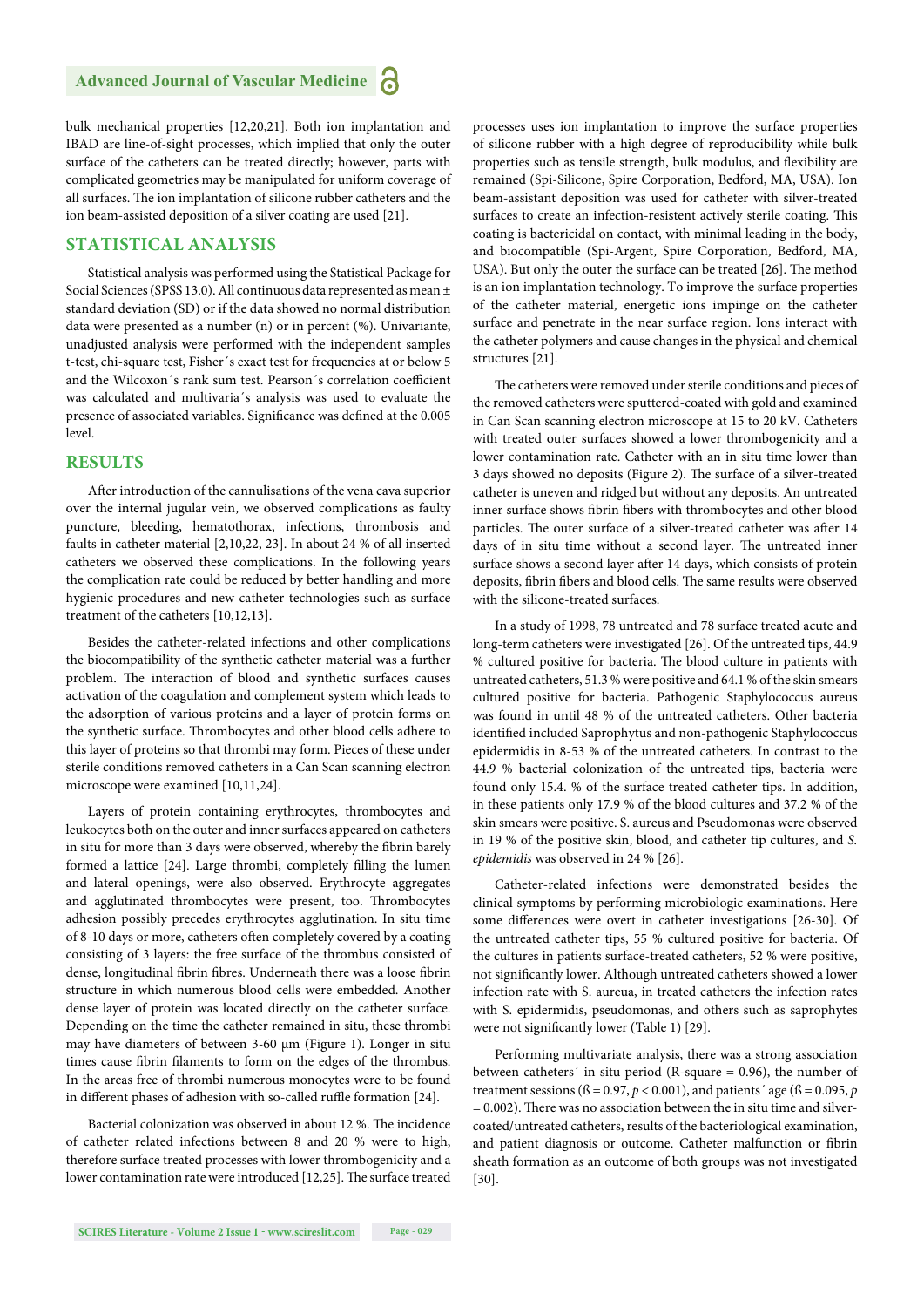bulk mechanical properties [12,20,21]. Both ion implantation and IBAD are line-of-sight processes, which implied that only the outer surface of the catheters can be treated directly; however, parts with complicated geometries may be manipulated for uniform coverage of all surfaces. The ion implantation of silicone rubber catheters and the ion beam-assisted deposition of a silver coating are used [21].

## STATISTICAL ANALYSIS

Statistical analysis was performed using the Statistical Package for Social Sciences (SPSS 13.0). All continuous data represented as mean ± standard deviation (SD) or if the data showed no normal distribution data were presented as a number (n) or in percent (%). Univariante, unadjusted analysis were performed with the independent samples t-test, chi-square test, Fisher´s exact test for frequencies at or below 5 and the Wilcoxon´s rank sum test. Pearson´s correlation coefficient was calculated and multivaria´s analysis was used to evaluate the presence of associated variables. Significance was defined at the 0.005 level.

## RESULTS

After introduction of the cannulisations of the vena cava superior over the internal jugular vein, we observed complications as faulty puncture, bleeding, hematothorax, infections, thrombosis and faults in catheter material [2,10,22, 23]. In about 24 % of all inserted catheters we observed these complications. In the following years the complication rate could be reduced by better handling and more hygienic procedures and new catheter technologies such as surface treatment of the catheters [10,12,13].

Besides the catheter-related infections and other complications the biocompatibility of the synthetic catheter material was a further problem. The interaction of blood and synthetic surfaces causes activation of the coagulation and complement system which leads to the adsorption of various proteins and a layer of protein forms on the synthetic surface. Thrombocytes and other blood cells adhere to this layer of proteins so that thrombi may form. Pieces of these under sterile conditions removed catheters in a Can Scan scanning electron microscope were examined [10,11,24].

Layers of protein containing erythrocytes, thrombocytes and leukocytes both on the outer and inner surfaces appeared on catheters in situ for more than 3 days were observed, whereby the fibrin barely formed a lattice [24]. Large thrombi, completely filling the lumen and lateral openings, were also observed. Erythrocyte aggregates and agglutinated thrombocytes were present, too. Thrombocytes adhesion possibly precedes erythrocytes agglutination. In situ time of 8-10 days or more, catheters often completely covered by a coating consisting of 3 layers: the free surface of the thrombus consisted of dense, longitudinal fibrin fibres. Underneath there was a loose fibrin structure in which numerous blood cells were embedded. Another dense layer of protein was located directly on the catheter surface. Depending on the time the catheter remained in situ, these thrombi may have diameters of between 3-60 µm (Figure 1). Longer in situ times cause fibrin filaments to form on the edges of the thrombus. In the areas free of thrombi numerous monocytes were to be found in different phases of adhesion with so-called ruffle formation [24].

Bacterial colonization was observed in about 12 %. The incidence of catheter related infections between 8 and 20 % were to high, therefore surface treated processes with lower thrombogenicity and a lower contamination rate were introduced [12,25]. The surface treated processes uses ion implantation to improve the surface properties of silicone rubber with a high degree of reproducibility while bulk properties such as tensile strength, bulk modulus, and flexibility are remained (Spi-Silicone, Spire Corporation, Bedford, MA, USA). Ion beam-assistant deposition was used for catheter with silver-treated surfaces to create an infection-resistent actively sterile coating. This coating is bactericidal on contact, with minimal leading in the body, and biocompatible (Spi-Argent, Spire Corporation, Bedford, MA, USA). But only the outer the surface can be treated [26]. The method is an ion implantation technology. To improve the surface properties of the catheter material, energetic ions impinge on the catheter surface and penetrate in the near surface region. Ions interact with the catheter polymers and cause changes in the physical and chemical structures [21].

The catheters were removed under sterile conditions and pieces of the removed catheters were sputtered-coated with gold and examined in Can Scan scanning electron microscope at 15 to 20 kV. Catheters with treated outer surfaces showed a lower thrombogenicity and a lower contamination rate. Catheter with an in situ time lower than 3 days showed no deposits (Figure 2). The surface of a silver-treated catheter is uneven and ridged but without any deposits. An untreated inner surface shows fibrin fibers with thrombocytes and other blood particles. The outer surface of a silver-treated catheter was after 14 days of in situ time without a second layer. The untreated inner surface shows a second layer after 14 days, which consists of protein deposits, fibrin fibers and blood cells. The same results were observed with the silicone-treated surfaces.

In a study of 1998, 78 untreated and 78 surface treated acute and long-term catheters were investigated [26]. Of the untreated tips, 44.9 % cultured positive for bacteria. The blood culture in patients with untreated catheters, 51.3 % were positive and 64.1 % of the skin smears cultured positive for bacteria. Pathogenic Staphylococcus aureus was found in until 48 % of the untreated catheters. Other bacteria identified included Saprophytus and non-pathogenic Staphylococcus epidermidis in 8-53 % of the untreated catheters. In contrast to the 44.9 % bacterial colonization of the untreated tips, bacteria were found only 15.4. % of the surface treated catheter tips. In addition, in these patients only 17.9 % of the blood cultures and 37.2 % of the skin smears were positive. S. aureus and Pseudomonas were observed in 19 % of the positive skin, blood, and catheter tip cultures, and *S. epidemidis* was observed in 24 % [26].

Catheter-related infections were demonstrated besides the clinical symptoms by performing microbiologic examinations. Here some differences were overt in catheter investigations [26-30]. Of the untreated catheter tips, 55 % cultured positive for bacteria. Of the cultures in patients surface-treated catheters, 52 % were positive, not significantly lower. Although untreated catheters showed a lower infection rate with S. aureua, in treated catheters the infection rates with S. epidermidis, pseudomonas, and others such as saprophytes were not significantly lower (Table 1) [29].

Performing multivariate analysis, there was a strong association between catheters´ in situ period (R-square = 0.96), the number of treatment sessions (ß = 0.97, $p < 0.001$), and patients´ age (ß = 0.095, $p = 0.002$). There was no association between the in situ time and silver-coated/untreated catheters, results of the bacteriological examination, and patient diagnosis or outcome. Catheter malfunction or fibrin sheath formation as an outcome of both groups was not investigated [30].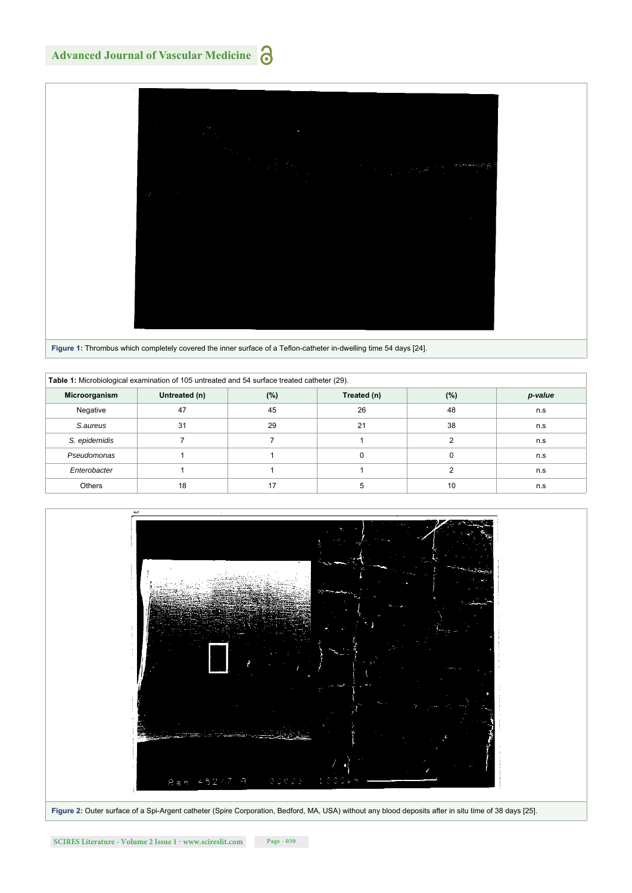**Figure 1:** Thrombus which completely covered the inner surface of a Teflon-catheter in-dwelling time 54 days [24].

**Table 1:** Microbiological examination of 105 untreated and 54 surface treated catheter (29).

| Microorganism | Untreated (n) | (%) | Treated (n) | (%) | *p-value* |
|---|---|---|---|---|---|
| Negative | 47 | 45 | 26 | 48 | n.s |
| *S.aureus* | 31 | 29 | 21 | 38 | n.s |
| *S. epidemidis* | 7 | 7 | 1 | 2 | n.s |
| *Pseudomonas* | 1 | 1 | 0 | 0 | n.s |
| *Enterobacter* | 1 | 1 | 1 | 2 | n.s |
| Others | 18 | 17 | 5 | 10 | n.s |

**Figure 2:** Outer surface of a Spi-Argent catheter (Spire Corporation, Bedford, MA, USA) without any blood deposits after in situ time of 38 days [25].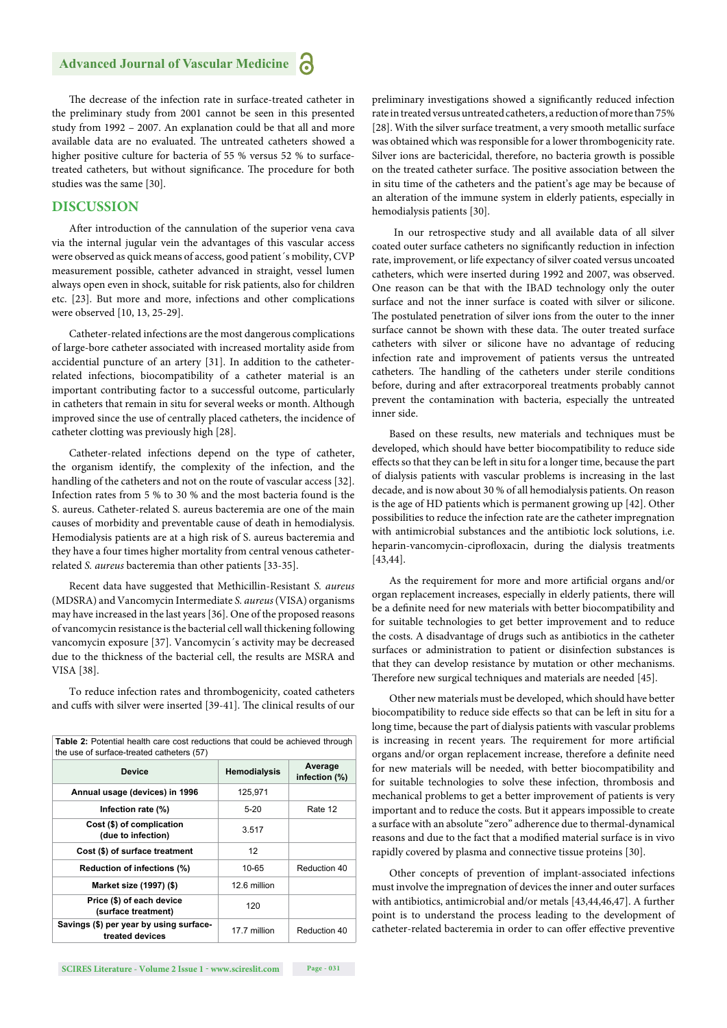The decrease of the infection rate in surface-treated catheter in the preliminary study from 2001 cannot be seen in this presented study from 1992 – 2007. An explanation could be that all and more available data are no evaluated. The untreated catheters showed a higher positive culture for bacteria of 55 % versus 52 % to surface-treated catheters, but without significance. The procedure for both studies was the same [30].

## DISCUSSION

After introduction of the cannulation of the superior vena cava via the internal jugular vein the advantages of this vascular access were observed as quick means of access, good patient´s mobility, CVP measurement possible, catheter advanced in straight, vessel lumen always open even in shock, suitable for risk patients, also for children etc. [23]. But more and more, infections and other complications were observed [10, 13, 25-29].

Catheter-related infections are the most dangerous complications of large-bore catheter associated with increased mortality aside from accidential puncture of an artery [31]. In addition to the catheter-related infections, biocompatibility of a catheter material is an important contributing factor to a successful outcome, particularly in catheters that remain in situ for several weeks or month. Although improved since the use of centrally placed catheters, the incidence of catheter clotting was previously high [28].

Catheter-related infections depend on the type of catheter, the organism identify, the complexity of the infection, and the handling of the catheters and not on the route of vascular access [32]. Infection rates from 5 % to 30 % and the most bacteria found is the S. aureus. Catheter-related S. aureus bacteremia are one of the main causes of morbidity and preventable cause of death in hemodialysis. Hemodialysis patients are at a high risk of S. aureus bacteremia and they have a four times higher mortality from central venous catheter-related *S. aureus* bacteremia than other patients [33-35].

Recent data have suggested that Methicillin-Resistant *S. aureus* (MDSRA) and Vancomycin Intermediate *S. aureus* (VISA) organisms may have increased in the last years [36]. One of the proposed reasons of vancomycin resistance is the bacterial cell wall thickening following vancomycin exposure [37]. Vancomycin´s activity may be decreased due to the thickness of the bacterial cell, the results are MSRA and VISA [38].

To reduce infection rates and thrombogenicity, coated catheters and cuffs with silver were inserted [39-41]. The clinical results of our preliminary investigations showed a significantly reduced infection rate in treated versus untreated catheters, a reduction of more than 75% [28]. With the silver surface treatment, a very smooth metallic surface was obtained which was responsible for a lower thrombogenicity rate. Silver ions are bactericidal, therefore, no bacteria growth is possible on the treated catheter surface. The positive association between the in situ time of the catheters and the patient's age may be because of an alteration of the immune system in elderly patients, especially in hemodialysis patients [30].

In our retrospective study and all available data of all silver coated outer surface catheters no significantly reduction in infection rate, improvement, or life expectancy of silver coated versus uncoated catheters, which were inserted during 1992 and 2007, was observed. One reason can be that with the IBAD technology only the outer surface and not the inner surface is coated with silver or silicone. The postulated penetration of silver ions from the outer to the inner surface cannot be shown with these data. The outer treated surface catheters with silver or silicone have no advantage of reducing infection rate and improvement of patients versus the untreated catheters. The handling of the catheters under sterile conditions before, during and after extracorporeal treatments probably cannot prevent the contamination with bacteria, especially the untreated inner side.

Based on these results, new materials and techniques must be developed, which should have better biocompatibility to reduce side effects so that they can be left in situ for a longer time, because the part of dialysis patients with vascular problems is increasing in the last decade, and is now about 30 % of all hemodialysis patients. On reason is the age of HD patients which is permanent growing up [42]. Other possibilities to reduce the infection rate are the catheter impregnation with antimicrobial substances and the antibiotic lock solutions, i.e. heparin-vancomycin-ciprofloxacin, during the dialysis treatments [43,44].

As the requirement for more and more artificial organs and/or organ replacement increases, especially in elderly patients, there will be a definite need for new materials with better biocompatibility and for suitable technologies to get better improvement and to reduce the costs. A disadvantage of drugs such as antibiotics in the catheter surfaces or administration to patient or disinfection substances is that they can develop resistance by mutation or other mechanisms. Therefore new surgical techniques and materials are needed [45].

Other new materials must be developed, which should have better biocompatibility to reduce side effects so that can be left in situ for a long time, because the part of dialysis patients with vascular problems is increasing in recent years. The requirement for more artificial organs and/or organ replacement increase, therefore a definite need for new materials will be needed, with better biocompatibility and for suitable technologies to solve these infection, thrombosis and mechanical problems to get a better improvement of patients is very important and to reduce the costs. But it appears impossible to create a surface with an absolute "zero" adherence due to thermal-dynamical reasons and due to the fact that a modified material surface is in vivo rapidly covered by plasma and connective tissue proteins [30].

Other concepts of prevention of implant-associated infections must involve the impregnation of devices the inner and outer surfaces with antibiotics, antimicrobial and/or metals [43,44,46,47]. A further point is to understand the process leading to the development of catheter-related bacteremia in order to can offer effective preventive

**Table 2:** Potential health care cost reductions that could be achieved through the use of surface-treated catheters (57)

| Device | Hemodialysis | Average infection (%) |
|---|---|---|
| Annual usage (devices) in 1996 | 125,971 | |
| Infection rate (%) | 5-20 | Rate 12 |
| Cost ($) of complication (due to infection) | 3.517 | |
| Cost ($) of surface treatment | 12 | |
| Reduction of infections (%) | 10-65 | Reduction 40 |
| Market size (1997) ($) | 12.6 million | |
| Price ($) of each device (surface treatment) | 120 | |
| Savings ($) per year by using surface-treated devices | 17.7 million | Reduction 40 |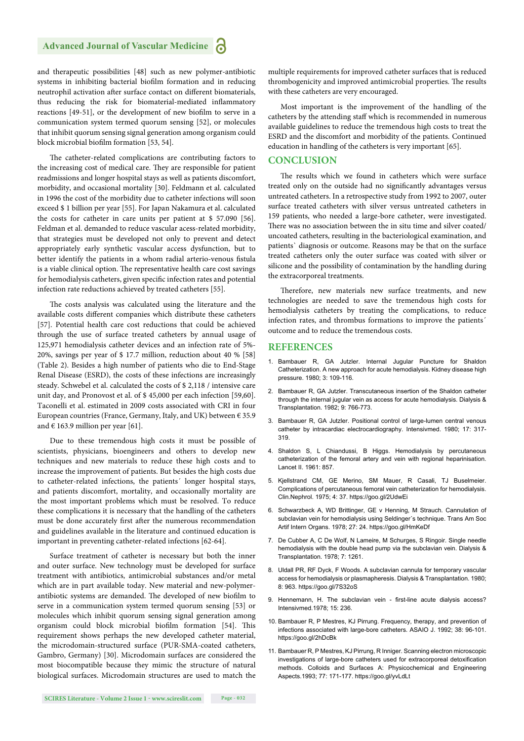and therapeutic possibilities [48] such as new polymer-antibiotic systems in inhibiting bacterial biofilm formation and in reducing neutrophil activation after surface contact on different biomaterials, thus reducing the risk for biomaterial-mediated inflammatory reactions [49-51], or the development of new biofilm to serve in a communication system termed quorum sensing [52], or molecules that inhibit quorum sensing signal generation among organism could block microbial biofilm formation [53, 54].

The catheter-related complications are contributing factors to the increasing cost of medical care. They are responsible for patient readmissions and longer hospital stays as well as patients discomfort, morbidity, and occasional mortality [30]. Feldmann et al. calculated in 1996 the cost of the morbidity due to catheter infections will soon exceed $ 1 billion per year [55]. For Japan Nakamura et al. calculated the costs for catheter in care units per patient at $ 57.090 [56]. Feldman et al. demanded to reduce vascular acess-related morbidity, that strategies must be developed not only to prevent and detect appropriately early synthetic vascular access dysfunction, but to better identify the patients in a whom radial arterio-venous fistula is a viable clinical option. The representative health care cost savings for hemodialysis catheters, given specific infection rates and potential infection rate reductions achieved by treated catheters [55].

The costs analysis was calculated using the literature and the available costs different companies which distribute these catheters [57]. Potential health care cost reductions that could be achieved through the use of surface treated catheters by annual usage of 125,971 hemodialysis catheter devices and an infection rate of 5%-20%, savings per year of $ 17.7 million, reduction about 40 % [58] (Table 2). Besides a high number of patients who die to End-Stage Renal Disease (ESRD), the costs of these infections are increasingly steady. Schwebel et al. calculated the costs of $ 2,118 / intensive care unit day, and Pronovost et al. of $ 45,000 per each infection [59,60]. Taconelli et al. estimated in 2009 costs associated with CRI in four European countries (France, Germany, Italy, and UK) between € 35.9 and € 163.9 million per year [61].

Due to these tremendous high costs it must be possible of scientists, physicians, bioengineers and others to develop new techniques and new materials to reduce these high costs and to increase the improvement of patients. But besides the high costs due to catheter-related infections, the patients´ longer hospital stays, and patients discomfort, mortality, and occasionally mortality are the most important problems which must be resolved. To reduce these complications it is necessary that the handling of the catheters must be done accurately first after the numerous recommendation and guidelines available in the literature and continued education is important in preventing catheter-related infections [62-64].

Surface treatment of catheter is necessary but both the inner and outer surface. New technology must be developed for surface treatment with antibiotics, antimicrobial substances and/or metal which are in part available today. New material and new-polymer-antibiotic systems are demanded. The developed of new biofilm to serve in a communication system termed quorum sensing [53] or molecules which inhibit quorum sensing signal generation among organism could block microbial biofilm formation [54]. This requirement shows perhaps the new developed catheter material, the microdomain-structured surface (PUR-SMA-coated catheters, Gambro, Germany) [30]. Microdomain surfaces are considered the most biocompatible because they mimic the structure of natural biological surfaces. Microdomain structures are used to match the multiple requirements for improved catheter surfaces that is reduced thrombogenicity and improved antimicrobial properties. The results with these catheters are very encouraged.

Most important is the improvement of the handling of the catheters by the attending staff which is recommended in numerous available guidelines to reduce the tremendous high costs to treat the ESRD and the discomfort and morbidity of the patients. Continued education in handling of the catheters is very important [65].

## CONCLUSION

The results which we found in catheters which were surface treated only on the outside had no significantly advantages versus untreated catheters. In a retrospective study from 1992 to 2007, outer surface treated catheters with silver versus untreated catheters in 159 patients, who needed a large-bore catheter, were investigated. There was no association between the in situ time and silver coated/uncoated catheters, resulting in the bacteriological examination, and patients` diagnosis or outcome. Reasons may be that on the surface treated catheters only the outer surface was coated with silver or silicone and the possibility of contamination by the handling during the extracorporeal treatments.

Therefore, new materials new surface treatments, and new technologies are needed to save the tremendous high costs for hemodialysis catheters by treating the complications, to reduce infection rates, and thrombus formations to improve the patients´ outcome and to reduce the tremendous costs.

## REFERENCES

1. Bambauer R, GA Jutzler. Internal Jugular Puncture for Shaldon Catheterization. A new approach for acute hemodialysis. Kidney disease high pressure. 1980; 3: 109-116.
2. Bambauer R, GA Jutzler. Transcutaneous insertion of the Shaldon catheter through the internal jugular vein as access for acute hemodialysis. Dialysis & Transplantation. 1982; 9: 766-773.
3. Bambauer R, GA Jutzler. Positional control of large-lumen central venous catheter by intracardiac electrocardiography. Intensivmed. 1980; 17: 317-319.
4. Shaldon S, L Chiandussi, B Higgs. Hemodialysis by percutaneous catheterization of the femoral artery and vein with regional heparinisation. Lancet II. 1961: 857.
5. Kjellstrand CM, GE Merino, SM Mauer, R Casali, TJ Buselmeier. Complications of percutaneous femoral vein catheterization for hemodialysis. Clin.Nephrol. 1975; 4: 37. https://goo.gl/2UdwEi
6. Schwarzbeck A, WD Brittinger, GE v Henning, M Strauch. Cannulation of subclavian vein for hemodialysis using Seldinger´s technique. Trans Am Soc Artif Intern Organs. 1978; 27: 24. https://goo.gl/HmKeDf
7. De Cubber A, C De Wolf, N Lameire, M Schurges, S Ringoir. Single needle hemodialysis with the double head pump via the subclavian vein. Dialysis & Transplantation. 1978; 7: 1261.
8. Uldall PR, RF Dyck, F Woods. A subclavian cannula for temporary vascular access for hemodialysis or plasmapheresis. Dialysis & Transplantation. 1980; 8: 963. https://goo.gl/7S32oS
9. Hennemann, H. The subclavian vein - first-line acute dialysis access? Intensivmed.1978; 15: 236.
10. Bambauer R, P Mestres, KJ Pirrung. Frequency, therapy, and prevention of infections associated with large-bore catheters. ASAIO J. 1992; 38: 96-101. https://goo.gl/2hDcBk
11. Bambauer R, P Mestres, KJ Pirrung, R Inniger. Scanning electron microscopic investigations of large-bore catheters used for extracorporeal detoxification methods. Colloids and Surfaces A: Physicochemical and Engineering Aspects.1993; 77: 171-177. https://goo.gl/yvLdLt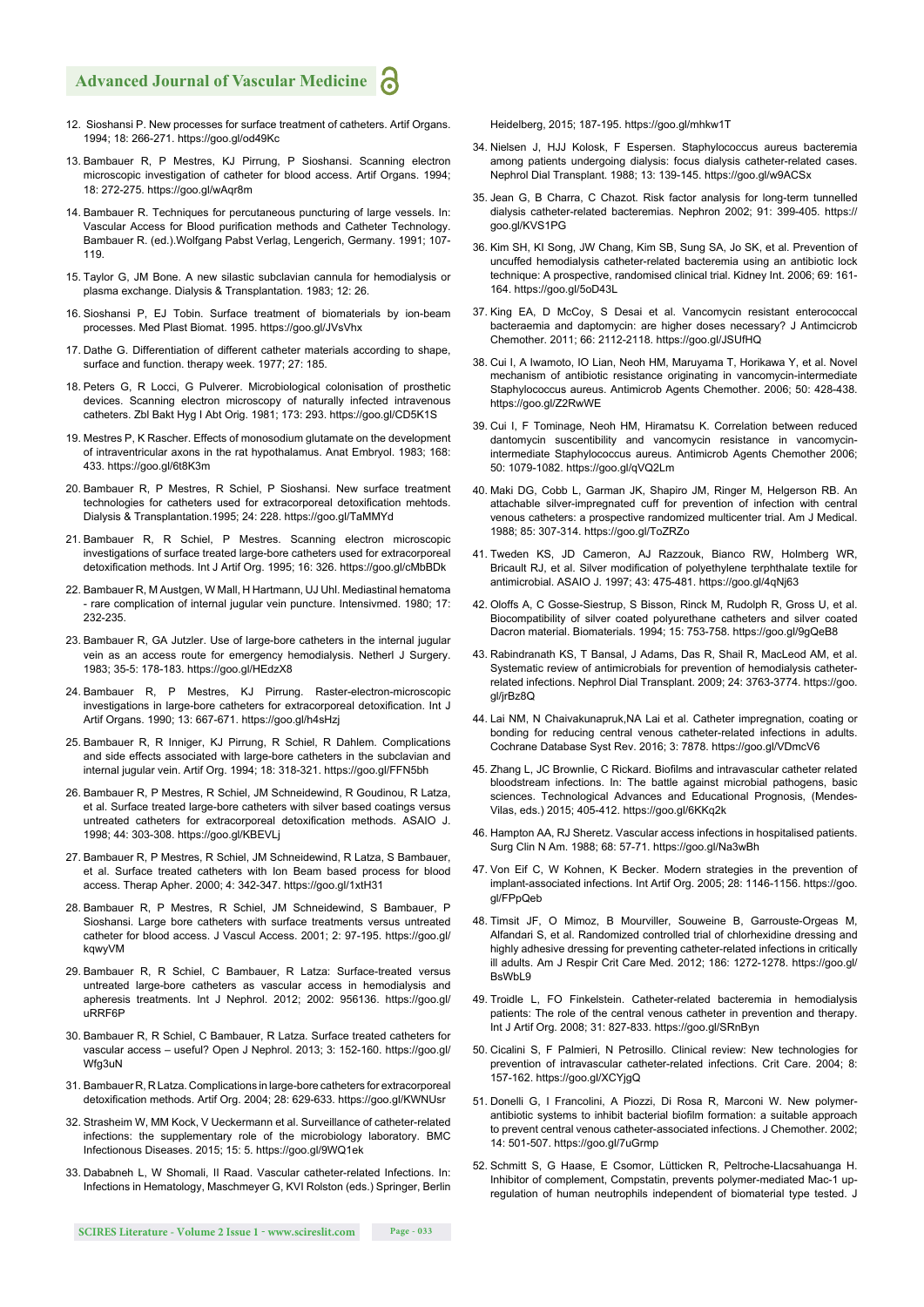12. Sioshansi P. New processes for surface treatment of catheters. Artif Organs. 1994; 18: 266-271. https://goo.gl/od49Kc

13. Bambauer R, P Mestres, KJ Pirrung, P Sioshansi. Scanning electron microscopic investigation of catheter for blood access. Artif Organs. 1994; 18: 272-275. https://goo.gl/wAqr8m

14. Bambauer R. Techniques for percutaneous puncturing of large vessels. In: Vascular Access for Blood purification methods and Catheter Technology. Bambauer R. (ed.).Wolfgang Pabst Verlag, Lengerich, Germany. 1991; 107-119.

15. Taylor G, JM Bone. A new silastic subclavian cannula for hemodialysis or plasma exchange. Dialysis & Transplantation. 1983; 12: 26.

16. Sioshansi P, EJ Tobin. Surface treatment of biomaterials by ion-beam processes. Med Plast Biomat. 1995. https://goo.gl/JVsVhx

17. Dathe G. Differentiation of different catheter materials according to shape, surface and function. therapy week. 1977; 27: 185.

18. Peters G, R Locci, G Pulverer. Microbiological colonisation of prosthetic devices. Scanning electron microscopy of naturally infected intravenous catheters. Zbl Bakt Hyg I Abt Orig. 1981; 173: 293. https://goo.gl/CD5K1S

19. Mestres P, K Rascher. Effects of monosodium glutamate on the development of intraventricular axons in the rat hypothalamus. Anat Embryol. 1983; 168: 433. https://goo.gl/6t8K3m

20. Bambauer R, P Mestres, R Schiel, P Sioshansi. New surface treatment technologies for catheters used for extracorporeal detoxification mehtods. Dialysis & Transplantation.1995; 24: 228. https://goo.gl/TaMMYd

21. Bambauer R, R Schiel, P Mestres. Scanning electron microscopic investigations of surface treated large-bore catheters used for extracorporeal detoxification methods. Int J Artif Org. 1995; 16: 326. https://goo.gl/cMbBDk

22. Bambauer R, M Austgen, W Mall, H Hartmann, UJ Uhl. Mediastinal hematoma - rare complication of internal jugular vein puncture. Intensivmed. 1980; 17: 232-235.

23. Bambauer R, GA Jutzler. Use of large-bore catheters in the internal jugular vein as an access route for emergency hemodialysis. Netherl J Surgery. 1983; 35-5: 178-183. https://goo.gl/HEdzX8

24. Bambauer R, P Mestres, KJ Pirrung. Raster-electron-microscopic investigations in large-bore catheters for extracorporeal detoxification. Int J Artif Organs. 1990; 13: 667-671. https://goo.gl/h4sHzj

25. Bambauer R, R Inniger, KJ Pirrung, R Schiel, R Dahlem. Complications and side effects associated with large-bore catheters in the subclavian and internal jugular vein. Artif Org. 1994; 18: 318-321. https://goo.gl/FFN5bh

26. Bambauer R, P Mestres, R Schiel, JM Schneidewind, R Goudinou, R Latza, et al. Surface treated large-bore catheters with silver based coatings versus untreated catheters for extracorporeal detoxification methods. ASAIO J. 1998; 44: 303-308. https://goo.gl/KBEVLj

27. Bambauer R, P Mestres, R Schiel, JM Schneidewind, R Latza, S Bambauer, et al. Surface treated catheters with Ion Beam based process for blood access. Therap Apher. 2000; 4: 342-347. https://goo.gl/1xtH31

28. Bambauer R, P Mestres, R Schiel, JM Schneidewind, S Bambauer, P Sioshansi. Large bore catheters with surface treatments versus untreated catheter for blood access. J Vascul Access. 2001; 2: 97-195. https://goo.gl/kqwyVM

29. Bambauer R, R Schiel, C Bambauer, R Latza: Surface-treated versus untreated large-bore catheters as vascular access in hemodialysis and apheresis treatments. Int J Nephrol. 2012; 2002: 956136. https://goo.gl/uRRF6P

30. Bambauer R, R Schiel, C Bambauer, R Latza. Surface treated catheters for vascular access – useful? Open J Nephrol. 2013; 3: 152-160. https://goo.gl/Wfg3uN

31. Bambauer R, R Latza. Complications in large-bore catheters for extracorporeal detoxification methods. Artif Org. 2004; 28: 629-633. https://goo.gl/KWNUsr

32. Strasheim W, MM Kock, V Ueckermann et al. Surveillance of catheter-related infections: the supplementary role of the microbiology laboratory. BMC Infectionous Diseases. 2015; 15: 5. https://goo.gl/9WQ1ek

33. Dababneh L, W Shomali, II Raad. Vascular catheter-related Infections. In: Infections in Hematology, Maschmeyer G, KVI Rolston (eds.) Springer, Berlin Heidelberg, 2015; 187-195. https://goo.gl/mhkw1T

34. Nielsen J, HJJ Kolosk, F Espersen. Staphylococcus aureus bacteremia among patients undergoing dialysis: focus dialysis catheter-related cases. Nephrol Dial Transplant. 1988; 13: 139-145. https://goo.gl/w9ACSx

35. Jean G, B Charra, C Chazot. Risk factor analysis for long-term tunnelled dialysis catheter-related bacteremias. Nephron 2002; 91: 399-405. https://goo.gl/KVS1PG

36. Kim SH, KI Song, JW Chang, Kim SB, Sung SA, Jo SK, et al. Prevention of uncuffed hemodialysis catheter-related bacteremia using an antibiotic lock technique: A prospective, randomised clinical trial. Kidney Int. 2006; 69: 161-164. https://goo.gl/5oD43L

37. King EA, D McCoy, S Desai et al. Vancomycin resistant enterococcal bacteraemia and daptomycin: are higher doses necessary? J Antimcicrob Chemother. 2011; 66: 2112-2118. https://goo.gl/JSUfHQ

38. Cui I, A Iwamoto, IO Lian, Neoh HM, Maruyama T, Horikawa Y, et al. Novel mechanism of antibiotic resistance originating in vancomycin-intermediate Staphylococcus aureus. Antimicrob Agents Chemother. 2006; 50: 428-438. https://goo.gl/Z2RwWE

39. Cui I, F Tominage, Neoh HM, Hiramatsu K. Correlation between reduced dantomycin suscentibility and vancomycin resistance in vancomycin-intermediate Staphylococcus aureus. Antimicrob Agents Chemother 2006; 50: 1079-1082. https://goo.gl/qVQ2Lm

40. Maki DG, Cobb L, Garman JK, Shapiro JM, Ringer M, Helgerson RB. An attachable silver-impregnated cuff for prevention of infection with central venous catheters: a prospective randomized multicenter trial. Am J Medical. 1988; 85: 307-314. https://goo.gl/ToZRZo

41. Tweden KS, JD Cameron, AJ Razzouk, Bianco RW, Holmberg WR, Bricault RJ, et al. Silver modification of polyethylene terphthalate textile for antimicrobial. ASAIO J. 1997; 43: 475-481. https://goo.gl/4qNj63

42. Oloffs A, C Gosse-Siestrup, S Bisson, Rinck M, Rudolph R, Gross U, et al. Biocompatibility of silver coated polyurethane catheters and silver coated Dacron material. Biomaterials. 1994; 15: 753-758. https://goo.gl/9gQeB8

43. Rabindranath KS, T Bansal, J Adams, Das R, Shail R, MacLeod AM, et al. Systematic review of antimicrobials for prevention of hemodialysis catheter-related infections. Nephrol Dial Transplant. 2009; 24: 3763-3774. https://goo.gl/jrBz8Q

44. Lai NM, N Chaivakunapruk,NA Lai et al. Catheter impregnation, coating or bonding for reducing central venous catheter-related infections in adults. Cochrane Database Syst Rev. 2016; 3: 7878. https://goo.gl/VDmcV6

45. Zhang L, JC Brownlie, C Rickard. Biofilms and intravascular catheter related bloodstream infections. In: The battle against microbial pathogens, basic sciences. Technological Advances and Educational Prognosis, (Mendes-Vilas, eds.) 2015; 405-412. https://goo.gl/6KKq2k

46. Hampton AA, RJ Sheretz. Vascular access infections in hospitalised patients. Surg Clin N Am. 1988; 68: 57-71. https://goo.gl/Na3wBh

47. Von Eif C, W Kohnen, K Becker. Modern strategies in the prevention of implant-associated infections. Int Artif Org. 2005; 28: 1146-1156. https://goo.gl/FPpQeb

48. Timsit JF, O Mimoz, B Mourviller, Souweine B, Garrouste-Orgeas M, Alfandari S, et al. Randomized controlled trial of chlorhexidine dressing and highly adhesive dressing for preventing catheter-related infections in critically ill adults. Am J Respir Crit Care Med. 2012; 186: 1272-1278. https://goo.gl/BsWbL9

49. Troidle L, FO Finkelstein. Catheter-related bacteremia in hemodialysis patients: The role of the central venous catheter in prevention and therapy. Int J Artif Org. 2008; 31: 827-833. https://goo.gl/SRnByn

50. Cicalini S, F Palmieri, N Petrosillo. Clinical review: New technologies for prevention of intravascular catheter-related infections. Crit Care. 2004; 8: 157-162. https://goo.gl/XCYjgQ

51. Donelli G, I Francolini, A Piozzi, Di Rosa R, Marconi W. New polymer-antibiotic systems to inhibit bacterial biofilm formation: a suitable approach to prevent central venous catheter-associated infections. J Chemother. 2002; 14: 501-507. https://goo.gl/7uGrmp

52. Schmitt S, G Haase, E Csomor, Lütticken R, Peltroche-Llacsahuanga H. Inhibitor of complement, Compstatin, prevents polymer-mediated Mac-1 up-regulation of human neutrophils independent of biomaterial type tested. J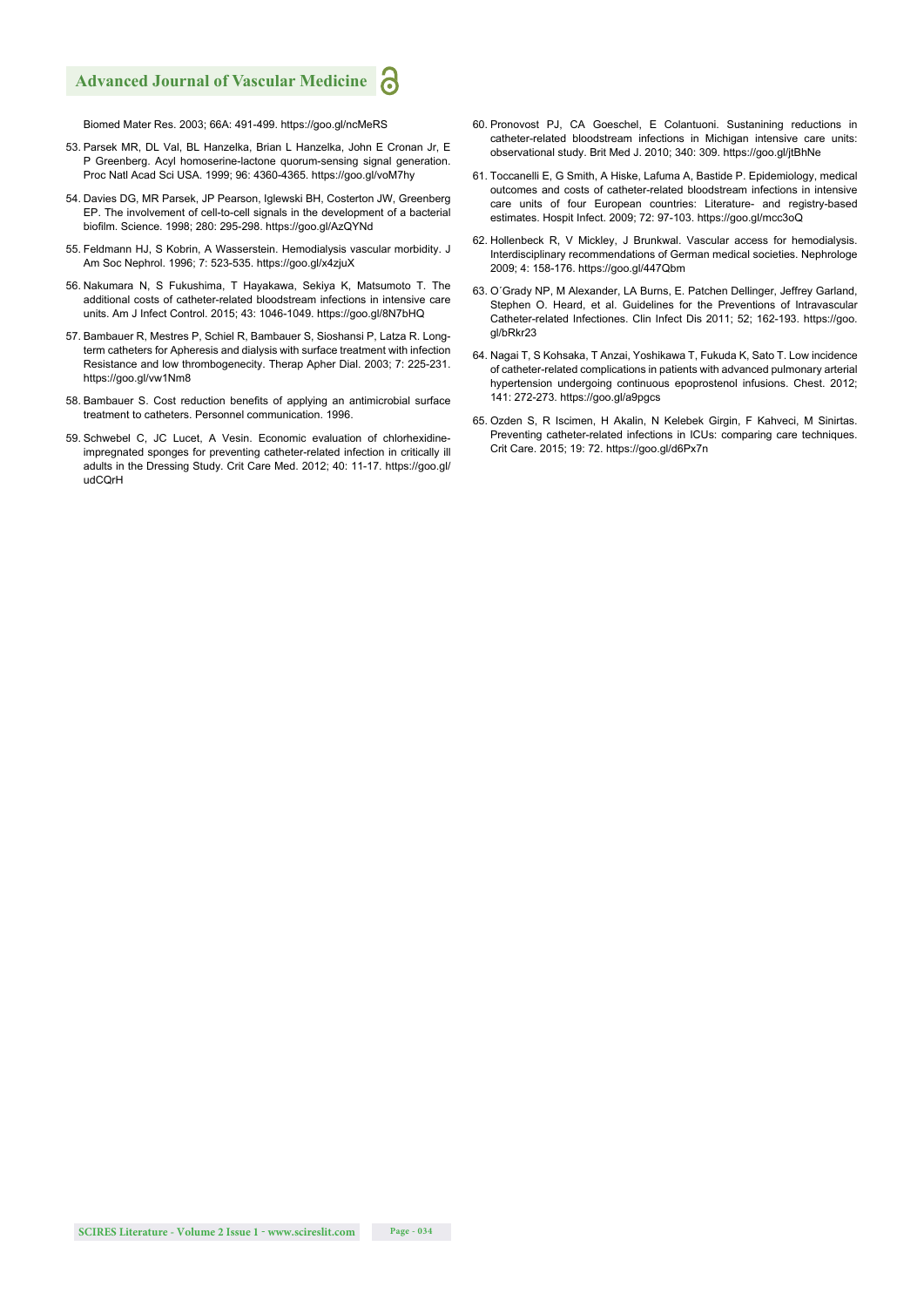Biomed Mater Res. 2003; 66A: 491-499. https://goo.gl/ncMeRS

53. Parsek MR, DL Val, BL Hanzelka, Brian L Hanzelka, John E Cronan Jr, E P Greenberg. Acyl homoserine-lactone quorum-sensing signal generation. Proc Natl Acad Sci USA. 1999; 96: 4360-4365. https://goo.gl/voM7hy

54. Davies DG, MR Parsek, JP Pearson, Iglewski BH, Costerton JW, Greenberg EP. The involvement of cell-to-cell signals in the development of a bacterial biofilm. Science. 1998; 280: 295-298. https://goo.gl/AzQYNd

55. Feldmann HJ, S Kobrin, A Wasserstein. Hemodialysis vascular morbidity. J Am Soc Nephrol. 1996; 7: 523-535. https://goo.gl/x4zjuX

56. Nakumara N, S Fukushima, T Hayakawa, Sekiya K, Matsumoto T. The additional costs of catheter-related bloodstream infections in intensive care units. Am J Infect Control. 2015; 43: 1046-1049. https://goo.gl/8N7bHQ

57. Bambauer R, Mestres P, Schiel R, Bambauer S, Sioshansi P, Latza R. Long-term catheters for Apheresis and dialysis with surface treatment with infection Resistance and low thrombogenecity. Therap Apher Dial. 2003; 7: 225-231. https://goo.gl/vw1Nm8

58. Bambauer S. Cost reduction benefits of applying an antimicrobial surface treatment to catheters. Personnel communication. 1996.

59. Schwebel C, JC Lucet, A Vesin. Economic evaluation of chlorhexidine-impregnated sponges for preventing catheter-related infection in critically ill adults in the Dressing Study. Crit Care Med. 2012; 40: 11-17. https://goo.gl/udCQrH

60. Pronovost PJ, CA Goeschel, E Colantuoni. Sustanining reductions in catheter-related bloodstream infections in Michigan intensive care units: observational study. Brit Med J. 2010; 340: 309. https://goo.gl/jtBhNe

61. Toccanelli E, G Smith, A Hiske, Lafuma A, Bastide P. Epidemiology, medical outcomes and costs of catheter-related bloodstream infections in intensive care units of four European countries: Literature- and registry-based estimates. Hospit Infect. 2009; 72: 97-103. https://goo.gl/mcc3oQ

62. Hollenbeck R, V Mickley, J Brunkwal. Vascular access for hemodialysis. Interdisciplinary recommendations of German medical societies. Nephrologe 2009; 4: 158-176. https://goo.gl/447Qbm

63. O´Grady NP, M Alexander, LA Burns, E. Patchen Dellinger, Jeffrey Garland, Stephen O. Heard, et al. Guidelines for the Preventions of Intravascular Catheter-related Infectiones. Clin Infect Dis 2011; 52; 162-193. https://goo.gl/bRkr23

64. Nagai T, S Kohsaka, T Anzai, Yoshikawa T, Fukuda K, Sato T. Low incidence of catheter-related complications in patients with advanced pulmonary arterial hypertension undergoing continuous epoprostenol infusions. Chest. 2012; 141: 272-273. https://goo.gl/a9pgcs

65. Ozden S, R Iscimen, H Akalin, N Kelebek Girgin, F Kahveci, M Sinirtas. Preventing catheter-related infections in ICUs: comparing care techniques. Crit Care. 2015; 19: 72. https://goo.gl/d6Px7n